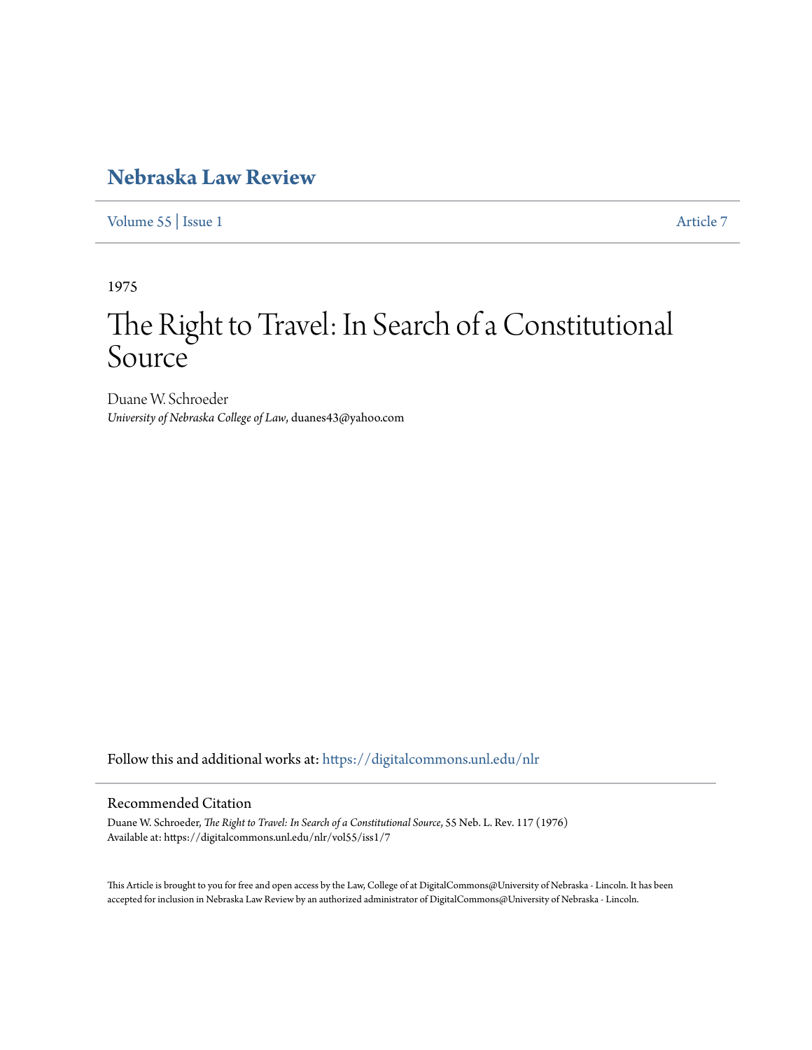# Nebraska Law Review

Volume 55 | Issue 1 | Article 7

1975

# The Right to Travel: In Search of a Constitutional Source

Duane W. Schroeder
*University of Nebraska College of Law*, duanes43@yahoo.com

Follow this and additional works at: https://digitalcommons.unl.edu/nlr

## Recommended Citation

Duane W. Schroeder, *The Right to Travel: In Search of a Constitutional Source*, 55 Neb. L. Rev. 117 (1976)
Available at: https://digitalcommons.unl.edu/nlr/vol55/iss1/7

This Article is brought to you for free and open access by the Law, College of at DigitalCommons@University of Nebraska - Lincoln. It has been accepted for inclusion in Nebraska Law Review by an authorized administrator of DigitalCommons@University of Nebraska - Lincoln.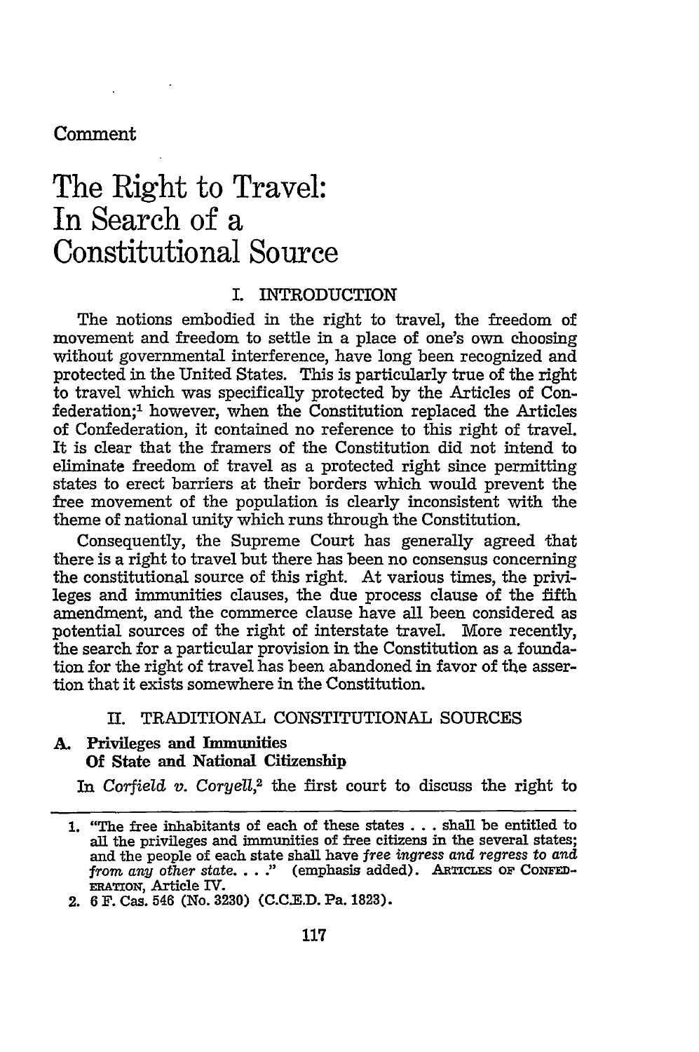Comment

# The Right to Travel: In Search of a Constitutional Source

## I. INTRODUCTION

The notions embodied in the right to travel, the freedom of movement and freedom to settle in a place of one's own choosing without governmental interference, have long been recognized and protected in the United States. This is particularly true of the right to travel which was specifically protected by the Articles of Confederation;[1] however, when the Constitution replaced the Articles of Confederation, it contained no reference to this right of travel. It is clear that the framers of the Constitution did not intend to eliminate freedom of travel as a protected right since permitting states to erect barriers at their borders which would prevent the free movement of the population is clearly inconsistent with the theme of national unity which runs through the Constitution.

Consequently, the Supreme Court has generally agreed that there is a right to travel but there has been no consensus concerning the constitutional source of this right. At various times, the privileges and immunities clauses, the due process clause of the fifth amendment, and the commerce clause have all been considered as potential sources of the right of interstate travel. More recently, the search for a particular provision in the Constitution as a foundation for the right of travel has been abandoned in favor of the assertion that it exists somewhere in the Constitution.

## II. TRADITIONAL CONSTITUTIONAL SOURCES

### A. Privileges and Immunities Of State and National Citizenship

In *Corfield v. Coryell*,[2] the first court to discuss the right to

---

1. "The free inhabitants of each of these states . . . shall be entitled to all the privileges and immunities of free citizens in the several states; and the people of each state shall have *free ingress and regress to and from any other state*. . . ." (emphasis added). ARTICLES OF CONFEDERATION, Article IV.
2. 6 F. Cas. 546 (No. 3230) (C.C.E.D. Pa. 1823).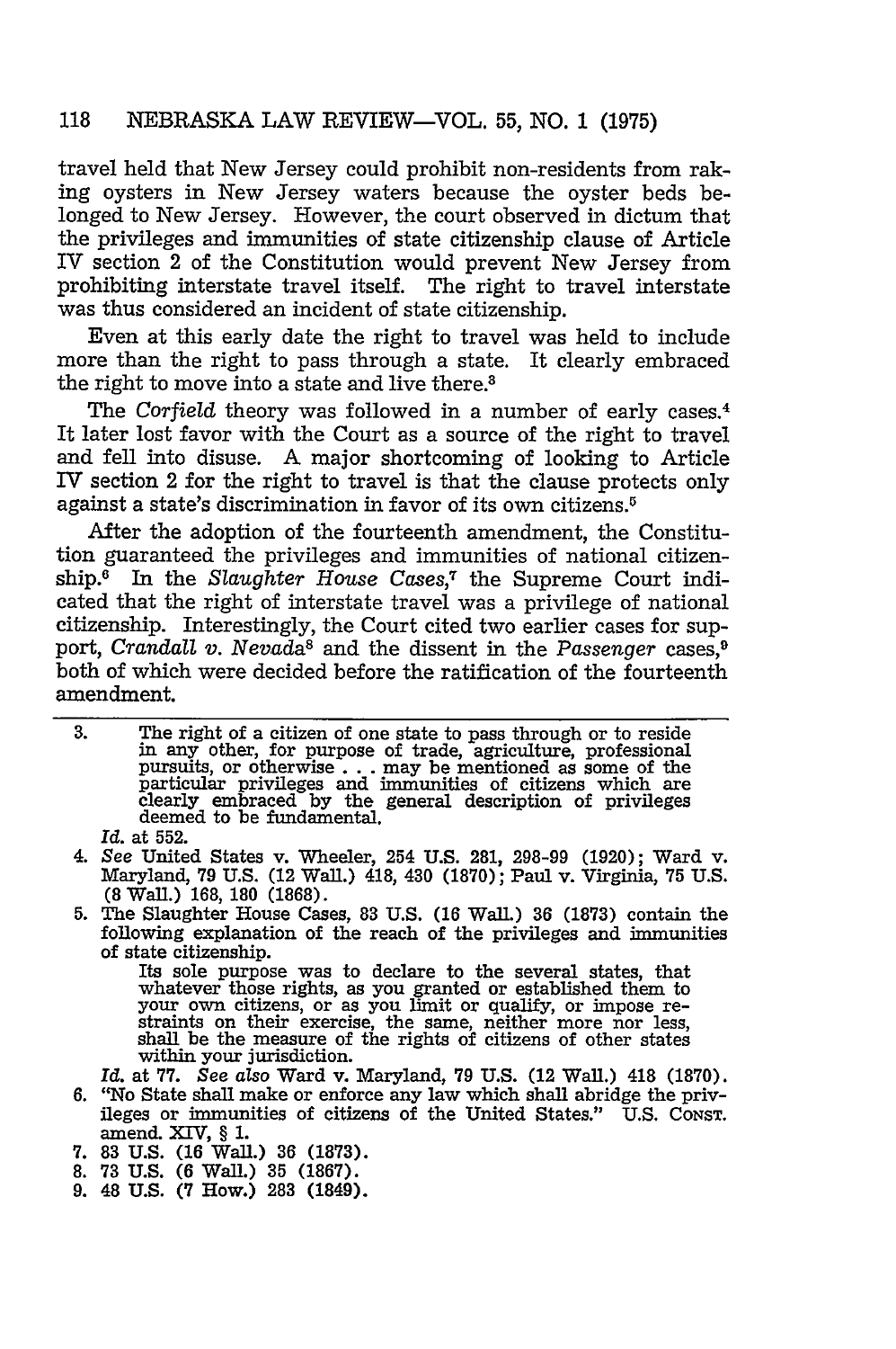travel held that New Jersey could prohibit non-residents from raking oysters in New Jersey waters because the oyster beds belonged to New Jersey. However, the court observed in dictum that the privileges and immunities of state citizenship clause of Article IV section 2 of the Constitution would prevent New Jersey from prohibiting interstate travel itself. The right to travel interstate was thus considered an incident of state citizenship.

Even at this early date the right to travel was held to include more than the right to pass through a state. It clearly embraced the right to move into a state and live there.[3]

The *Corfield* theory was followed in a number of early cases.[4] It later lost favor with the Court as a source of the right to travel and fell into disuse. A major shortcoming of looking to Article IV section 2 for the right to travel is that the clause protects only against a state's discrimination in favor of its own citizens.[5]

After the adoption of the fourteenth amendment, the Constitution guaranteed the privileges and immunities of national citizenship.[6] In the *Slaughter House Cases*,[7] the Supreme Court indicated that the right of interstate travel was a privilege of national citizenship. Interestingly, the Court cited two earlier cases for support, *Crandall v. Nevada*[8] and the dissent in the *Passenger* cases,[9] both of which were decided before the ratification of the fourteenth amendment.

---

3. The right of a citizen of one state to pass through or to reside in any other, for purpose of trade, agriculture, professional pursuits, or otherwise . . . may be mentioned as some of the particular privileges and immunities of citizens which are clearly embraced by the general description of privileges deemed to be fundamental.

   *Id.* at 552.

4. *See* United States v. Wheeler, 254 U.S. 281, 298-99 (1920); Ward v. Maryland, 79 U.S. (12 Wall.) 418, 430 (1870); Paul v. Virginia, 75 U.S. (8 Wall.) 168, 180 (1868).

5. The Slaughter House Cases, 83 U.S. (16 Wall.) 36 (1873) contain the following explanation of the reach of the privileges and immunities of state citizenship.

   Its sole purpose was to declare to the several states, that whatever those rights, as you granted or established them to your own citizens, or as you limit or qualify, or impose restraints on their exercise, the same, neither more nor less, shall be the measure of the rights of citizens of other states within your jurisdiction.

   *Id.* at 77. *See also* Ward v. Maryland, 79 U.S. (12 Wall.) 418 (1870).

6. "No State shall make or enforce any law which shall abridge the privileges or immunities of citizens of the United States." U.S. CONST. amend. XIV, § 1.

7. 83 U.S. (16 Wall.) 36 (1873).

8. 73 U.S. (6 Wall.) 35 (1867).

9. 48 U.S. (7 How.) 283 (1849).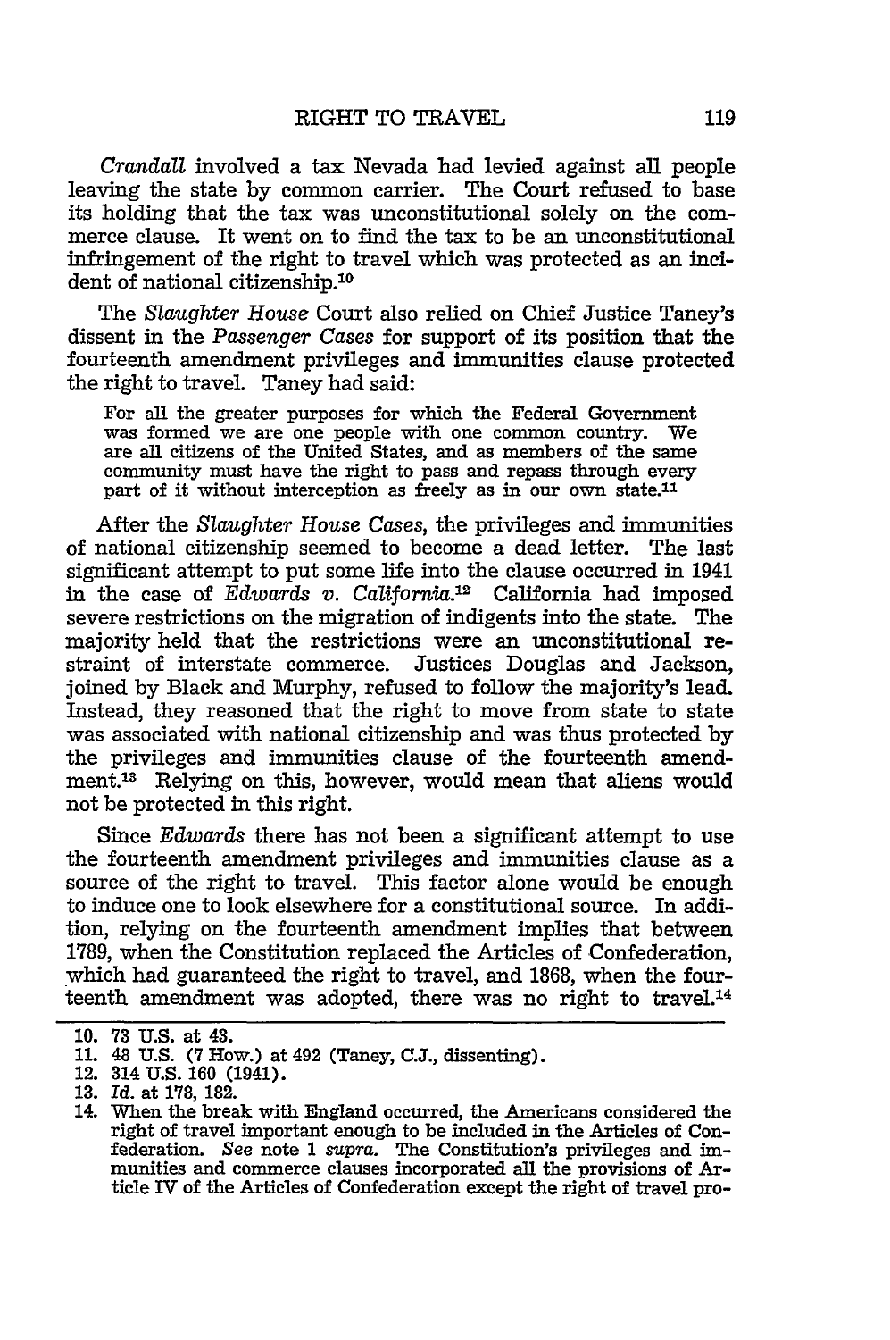*Crandall* involved a tax Nevada had levied against all people leaving the state by common carrier. The Court refused to base its holding that the tax was unconstitutional solely on the commerce clause. It went on to find the tax to be an unconstitutional infringement of the right to travel which was protected as an incident of national citizenship.[10]

The *Slaughter House* Court also relied on Chief Justice Taney's dissent in the *Passenger Cases* for support of its position that the fourteenth amendment privileges and immunities clause protected the right to travel. Taney had said:

> For all the greater purposes for which the Federal Government was formed we are one people with one common country. We are all citizens of the United States, and as members of the same community must have the right to pass and repass through every part of it without interception as freely as in our own state.[11]

After the *Slaughter House Cases*, the privileges and immunities of national citizenship seemed to become a dead letter. The last significant attempt to put some life into the clause occurred in 1941 in the case of *Edwards v. California*.[12] California had imposed severe restrictions on the migration of indigents into the state. The majority held that the restrictions were an unconstitutional restraint of interstate commerce. Justices Douglas and Jackson, joined by Black and Murphy, refused to follow the majority's lead. Instead, they reasoned that the right to move from state to state was associated with national citizenship and was thus protected by the privileges and immunities clause of the fourteenth amendment.[13] Relying on this, however, would mean that aliens would not be protected in this right.

Since *Edwards* there has not been a significant attempt to use the fourteenth amendment privileges and immunities clause as a source of the right to travel. This factor alone would be enough to induce one to look elsewhere for a constitutional source. In addition, relying on the fourteenth amendment implies that between 1789, when the Constitution replaced the Articles of Confederation, which had guaranteed the right to travel, and 1868, when the fourteenth amendment was adopted, there was no right to travel.[14]

---

10. 73 U.S. at 43.
11. 48 U.S. (7 How.) at 492 (Taney, C.J., dissenting).
12. 314 U.S. 160 (1941).
13. *Id.* at 178, 182.
14. When the break with England occurred, the Americans considered the right of travel important enough to be included in the Articles of Confederation. *See* note 1 *supra*. The Constitution's privileges and immunities and commerce clauses incorporated all the provisions of Article IV of the Articles of Confederation except the right of travel pro-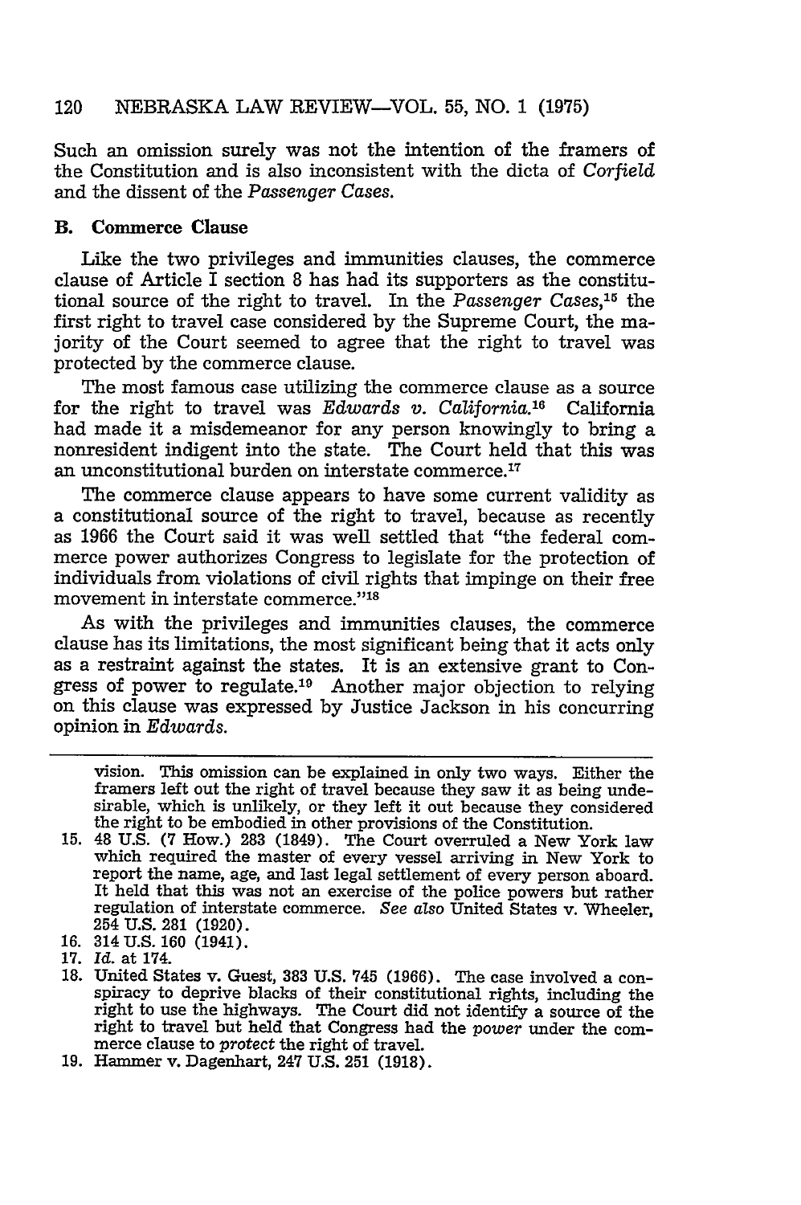Such an omission surely was not the intention of the framers of the Constitution and is also inconsistent with the dicta of *Corfield* and the dissent of the *Passenger Cases.*

### B. Commerce Clause

Like the two privileges and immunities clauses, the commerce clause of Article I section 8 has had its supporters as the constitutional source of the right to travel. In the *Passenger Cases*,[15] the first right to travel case considered by the Supreme Court, the majority of the Court seemed to agree that the right to travel was protected by the commerce clause.

The most famous case utilizing the commerce clause as a source for the right to travel was *Edwards v. California.*[16] California had made it a misdemeanor for any person knowingly to bring a nonresident indigent into the state. The Court held that this was an unconstitutional burden on interstate commerce.[17]

The commerce clause appears to have some current validity as a constitutional source of the right to travel, because as recently as 1966 the Court said it was well settled that "the federal commerce power authorizes Congress to legislate for the protection of individuals from violations of civil rights that impinge on their free movement in interstate commerce."[18]

As with the privileges and immunities clauses, the commerce clause has its limitations, the most significant being that it acts only as a restraint against the states. It is an extensive grant to Congress of power to regulate.[19] Another major objection to relying on this clause was expressed by Justice Jackson in his concurring opinion in *Edwards.*

---

vision. This omission can be explained in only two ways. Either the framers left out the right of travel because they saw it as being undesirable, which is unlikely, or they left it out because they considered the right to be embodied in other provisions of the Constitution.

15. 48 U.S. (7 How.) 283 (1849). The Court overruled a New York law which required the master of every vessel arriving in New York to report the name, age, and last legal settlement of every person aboard. It held that this was not an exercise of the police powers but rather regulation of interstate commerce. *See also* United States v. Wheeler, 254 U.S. 281 (1920).
16. 314 U.S. 160 (1941).
17. *Id.* at 174.
18. United States v. Guest, 383 U.S. 745 (1966). The case involved a conspiracy to deprive blacks of their constitutional rights, including the right to use the highways. The Court did not identify a source of the right to travel but held that Congress had the *power* under the commerce clause to *protect* the right of travel.
19. Hammer v. Dagenhart, 247 U.S. 251 (1918).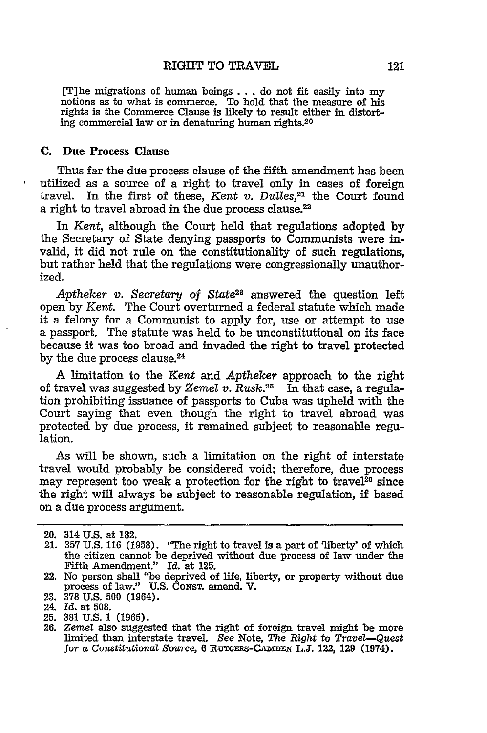> [T]he migrations of human beings . . . do not fit easily into my notions as to what is commerce. To hold that the measure of his rights is the Commerce Clause is likely to result either in distorting commercial law or in denaturing human rights.[20]

### C. Due Process Clause

Thus far the due process clause of the fifth amendment has been utilized as a source of a right to travel only in cases of foreign travel. In the first of these, *Kent v. Dulles*,[21] the Court found a right to travel abroad in the due process clause.[22]

In *Kent*, although the Court held that regulations adopted by the Secretary of State denying passports to Communists were invalid, it did not rule on the constitutionality of such regulations, but rather held that the regulations were congressionally unauthorized.

*Aptheker v. Secretary of State*[23] answered the question left open by *Kent*. The Court overturned a federal statute which made it a felony for a Communist to apply for, use or attempt to use a passport. The statute was held to be unconstitutional on its face because it was too broad and invaded the right to travel protected by the due process clause.[24]

A limitation to the *Kent* and *Aptheker* approach to the right of travel was suggested by *Zemel v. Rusk*.[25] In that case, a regulation prohibiting issuance of passports to Cuba was upheld with the Court saying that even though the right to travel abroad was protected by due process, it remained subject to reasonable regulation.

As will be shown, such a limitation on the right of interstate travel would probably be considered void; therefore, due process may represent too weak a protection for the right to travel[26] since the right will always be subject to reasonable regulation, if based on a due process argument.

---

20. 314 U.S. at 182.
21. 357 U.S. 116 (1958). "The right to travel is a part of 'liberty' of which the citizen cannot be deprived without due process of law under the Fifth Amendment." *Id.* at 125.
22. No person shall "be deprived of life, liberty, or property without due process of law." U.S. CONST. amend. V.
23. 378 U.S. 500 (1964).
24. *Id.* at 508.
25. 381 U.S. 1 (1965).
26. *Zemel* also suggested that the right of foreign travel might be more limited than interstate travel. *See* Note, *The Right to Travel—Quest for a Constitutional Source*, 6 RUTGERS-CAMDEN L.J. 122, 129 (1974).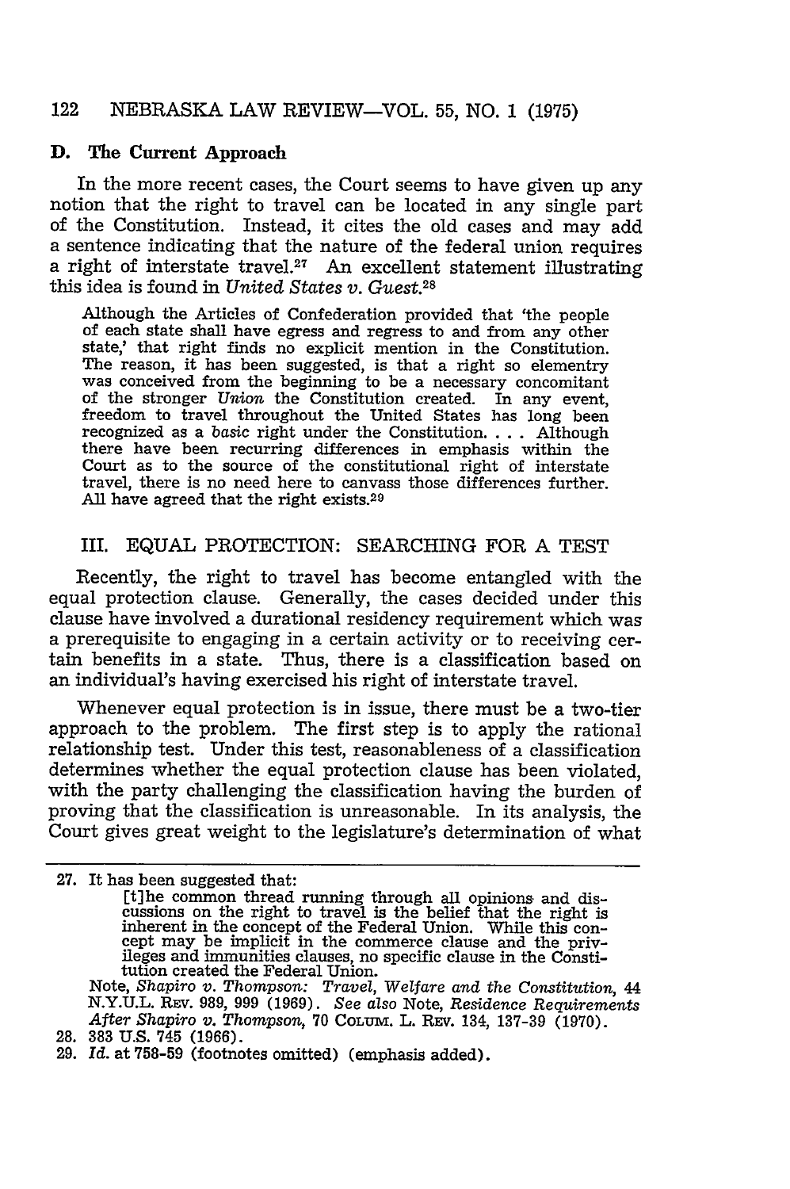### D. The Current Approach

In the more recent cases, the Court seems to have given up any notion that the right to travel can be located in any single part of the Constitution. Instead, it cites the old cases and may add a sentence indicating that the nature of the federal union requires a right of interstate travel.[27] An excellent statement illustrating this idea is found in *United States v. Guest.*[28]

> Although the Articles of Confederation provided that 'the people of each state shall have egress and regress to and from any other state,' that right finds no explicit mention in the Constitution. The reason, it has been suggested, is that a right so elementry was conceived from the beginning to be a necessary concomitant of the stronger *Union* the Constitution created. In any event, freedom to travel throughout the United States has long been recognized as a *basic* right under the Constitution. . . . Although there have been recurring differences in emphasis within the Court as to the source of the constitutional right of interstate travel, there is no need here to canvass those differences further. All have agreed that the right exists.[29]

## III. EQUAL PROTECTION: SEARCHING FOR A TEST

Recently, the right to travel has become entangled with the equal protection clause. Generally, the cases decided under this clause have involved a durational residency requirement which was a prerequisite to engaging in a certain activity or to receiving certain benefits in a state. Thus, there is a classification based on an individual's having exercised his right of interstate travel.

Whenever equal protection is in issue, there must be a two-tier approach to the problem. The first step is to apply the rational relationship test. Under this test, reasonableness of a classification determines whether the equal protection clause has been violated, with the party challenging the classification having the burden of proving that the classification is unreasonable. In its analysis, the Court gives great weight to the legislature's determination of what

---

27. It has been suggested that:

> [t]he common thread running through all opinions and discussions on the right to travel is the belief that the right is inherent in the concept of the Federal Union. While this concept may be implicit in the commerce clause and the privileges and immunities clauses, no specific clause in the Constitution created the Federal Union.

Note, *Shapiro v. Thompson: Travel, Welfare and the Constitution*, 44 N.Y.U.L. REV. 989, 999 (1969). *See also* Note, *Residence Requirements After Shapiro v. Thompson*, 70 COLUM. L. REV. 134, 137-39 (1970).

28. 383 U.S. 745 (1966).

29. *Id.* at 758-59 (footnotes omitted) (emphasis added).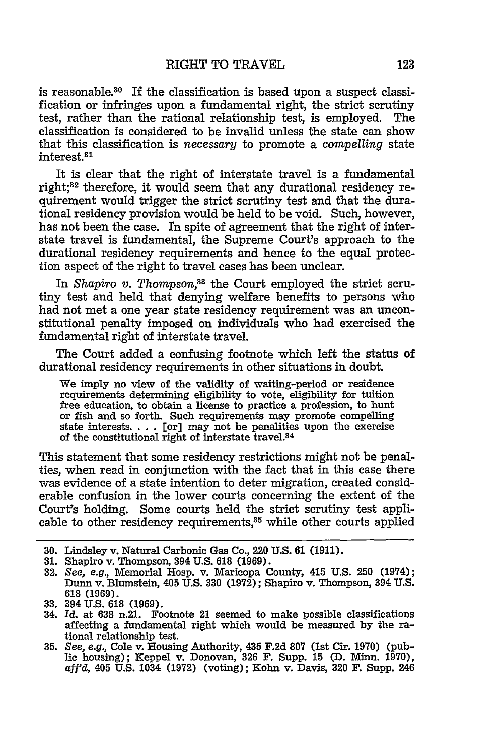is reasonable.[30] If the classification is based upon a suspect classification or infringes upon a fundamental right, the strict scrutiny test, rather than the rational relationship test, is employed. The classification is considered to be invalid unless the state can show that this classification is *necessary* to promote a *compelling* state interest.[31]

It is clear that the right of interstate travel is a fundamental right;[32] therefore, it would seem that any durational residency requirement would trigger the strict scrutiny test and that the durational residency provision would be held to be void. Such, however, has not been the case. In spite of agreement that the right of interstate travel is fundamental, the Supreme Court's approach to the durational residency requirements and hence to the equal protection aspect of the right to travel cases has been unclear.

In *Shapiro v. Thompson*,[33] the Court employed the strict scrutiny test and held that denying welfare benefits to persons who had not met a one year state residency requirement was an unconstitutional penalty imposed on individuals who had exercised the fundamental right of interstate travel.

The Court added a confusing footnote which left the status of durational residency requirements in other situations in doubt.

> We imply no view of the validity of waiting-period or residence requirements determining eligibility to vote, eligibility for tuition free education, to obtain a license to practice a profession, to hunt or fish and so forth. Such requirements may promote compelling state interests. . . . [or] may not be penalities upon the exercise of the constitutional right of interstate travel.[34]

This statement that some residency restrictions might not be penalties, when read in conjunction with the fact that in this case there was evidence of a state intention to deter migration, created considerable confusion in the lower courts concerning the extent of the Court's holding. Some courts held the strict scrutiny test applicable to other residency requirements,[35] while other courts applied

---

30. Lindsley v. Natural Carbonic Gas Co., 220 U.S. 61 (1911).
31. Shapiro v. Thompson, 394 U.S. 618 (1969).
32. *See, e.g.*, Memorial Hosp. v. Maricopa County, 415 U.S. 250 (1974); Dunn v. Blumstein, 405 U.S. 330 (1972); Shapiro v. Thompson, 394 U.S. 618 (1969).
33. 394 U.S. 618 (1969).
34. *Id.* at 638 n.21. Footnote 21 seemed to make possible classifications affecting a fundamental right which would be measured by the rational relationship test.
35. *See, e.g.*, Cole v. Housing Authority, 435 F.2d 807 (1st Cir. 1970) (public housing); Keppel v. Donovan, 326 F. Supp. 15 (D. Minn. 1970), *aff'd*, 405 U.S. 1034 (1972) (voting); Kohn v. Davis, 320 F. Supp. 246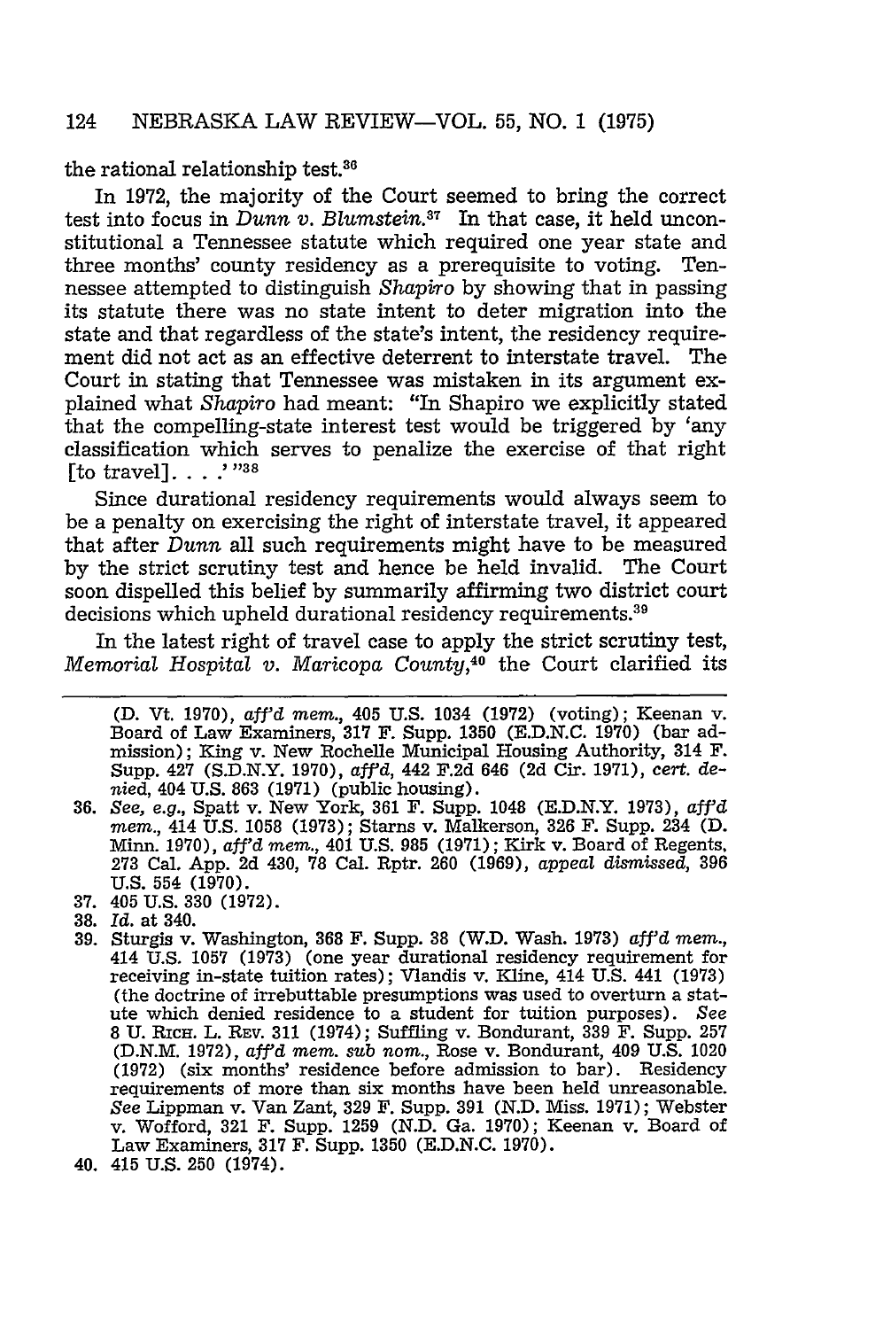the rational relationship test.[36]

In 1972, the majority of the Court seemed to bring the correct test into focus in *Dunn v. Blumstein*.[37] In that case, it held unconstitutional a Tennessee statute which required one year state and three months' county residency as a prerequisite to voting. Tennessee attempted to distinguish *Shapiro* by showing that in passing its statute there was no state intent to deter migration into the state and that regardless of the state's intent, the residency requirement did not act as an effective deterrent to interstate travel. The Court in stating that Tennessee was mistaken in its argument explained what *Shapiro* had meant: "In Shapiro we explicitly stated that the compelling-state interest test would be triggered by 'any classification which serves to penalize the exercise of that right [to travel]. . . .' "[38]

Since durational residency requirements would always seem to be a penalty on exercising the right of interstate travel, it appeared that after *Dunn* all such requirements might have to be measured by the strict scrutiny test and hence be held invalid. The Court soon dispelled this belief by summarily affirming two district court decisions which upheld durational residency requirements.[39]

In the latest right of travel case to apply the strict scrutiny test, *Memorial Hospital v. Maricopa County*,[40] the Court clarified its

---

(D. Vt. 1970), *aff'd mem.*, 405 U.S. 1034 (1972) (voting); Keenan v. Board of Law Examiners, 317 F. Supp. 1350 (E.D.N.C. 1970) (bar admission); King v. New Rochelle Municipal Housing Authority, 314 F. Supp. 427 (S.D.N.Y. 1970), *aff'd*, 442 F.2d 646 (2d Cir. 1971), *cert. denied*, 404 U.S. 863 (1971) (public housing).

36. *See, e.g.*, Spatt v. New York, 361 F. Supp. 1048 (E.D.N.Y. 1973), *aff'd mem.*, 414 U.S. 1058 (1973); Starns v. Malkerson, 326 F. Supp. 234 (D. Minn. 1970), *aff'd mem.*, 401 U.S. 985 (1971); Kirk v. Board of Regents, 273 Cal. App. 2d 430, 78 Cal. Rptr. 260 (1969), *appeal dismissed*, 396 U.S. 554 (1970).

37. 405 U.S. 330 (1972).

38. *Id.* at 340.

39. Sturgis v. Washington, 368 F. Supp. 38 (W.D. Wash. 1973) *aff'd mem.*, 414 U.S. 1057 (1973) (one year durational residency requirement for receiving in-state tuition rates); Vlandis v. Kline, 414 U.S. 441 (1973) (the doctrine of irrebuttable presumptions was used to overturn a statute which denied residence to a student for tuition purposes). *See* 8 U. RICH. L. REV. 311 (1974); Suffling v. Bondurant, 339 F. Supp. 257 (D.N.M. 1972), *aff'd mem. sub nom.*, Rose v. Bondurant, 409 U.S. 1020 (1972) (six months' residence before admission to bar). Residency requirements of more than six months have been held unreasonable. *See* Lippman v. Van Zant, 329 F. Supp. 391 (N.D. Miss. 1971); Webster v. Wofford, 321 F. Supp. 1259 (N.D. Ga. 1970); Keenan v. Board of Law Examiners, 317 F. Supp. 1350 (E.D.N.C. 1970).

40. 415 U.S. 250 (1974).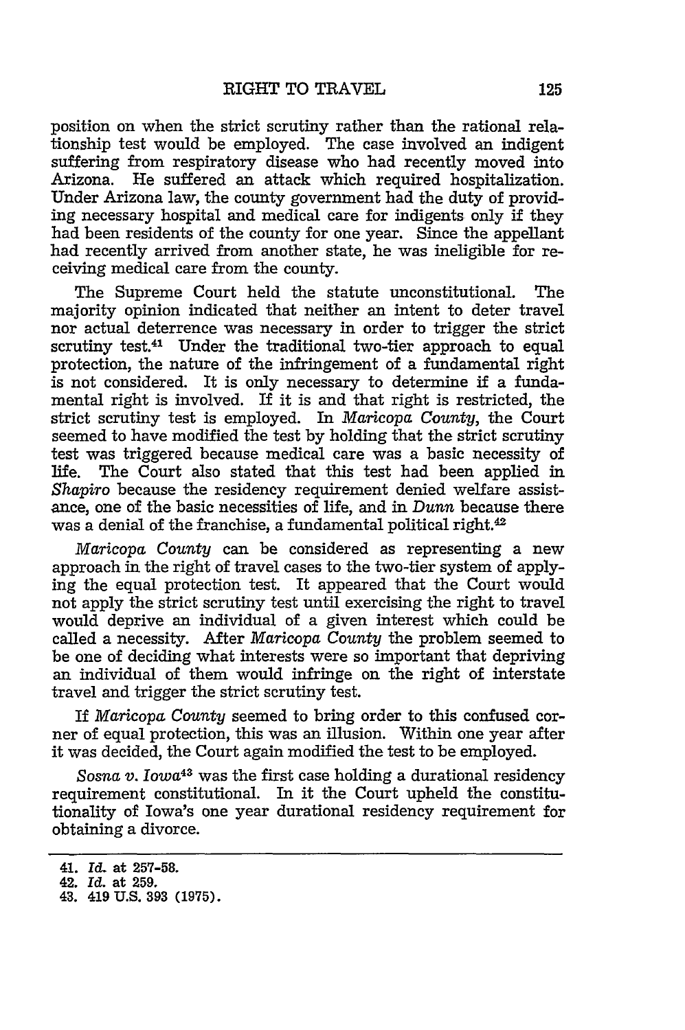position on when the strict scrutiny rather than the rational relationship test would be employed. The case involved an indigent suffering from respiratory disease who had recently moved into Arizona. He suffered an attack which required hospitalization. Under Arizona law, the county government had the duty of providing necessary hospital and medical care for indigents only if they had been residents of the county for one year. Since the appellant had recently arrived from another state, he was ineligible for receiving medical care from the county.

The Supreme Court held the statute unconstitutional. The majority opinion indicated that neither an intent to deter travel nor actual deterrence was necessary in order to trigger the strict scrutiny test.[41] Under the traditional two-tier approach to equal protection, the nature of the infringement of a fundamental right is not considered. It is only necessary to determine if a fundamental right is involved. If it is and that right is restricted, the strict scrutiny test is employed. In *Maricopa County*, the Court seemed to have modified the test by holding that the strict scrutiny test was triggered because medical care was a basic necessity of life. The Court also stated that this test had been applied in *Shapiro* because the residency requirement denied welfare assistance, one of the basic necessities of life, and in *Dunn* because there was a denial of the franchise, a fundamental political right.[42]

*Maricopa County* can be considered as representing a new approach in the right of travel cases to the two-tier system of applying the equal protection test. It appeared that the Court would not apply the strict scrutiny test until exercising the right to travel would deprive an individual of a given interest which could be called a necessity. After *Maricopa County* the problem seemed to be one of deciding what interests were so important that depriving an individual of them would infringe on the right of interstate travel and trigger the strict scrutiny test.

If *Maricopa County* seemed to bring order to this confused corner of equal protection, this was an illusion. Within one year after it was decided, the Court again modified the test to be employed.

*Sosna v. Iowa*[43] was the first case holding a durational residency requirement constitutional. In it the Court upheld the constitutionality of Iowa's one year durational residency requirement for obtaining a divorce.

---

41. *Id.* at 257-58.
42. *Id.* at 259.
43. 419 U.S. 393 (1975).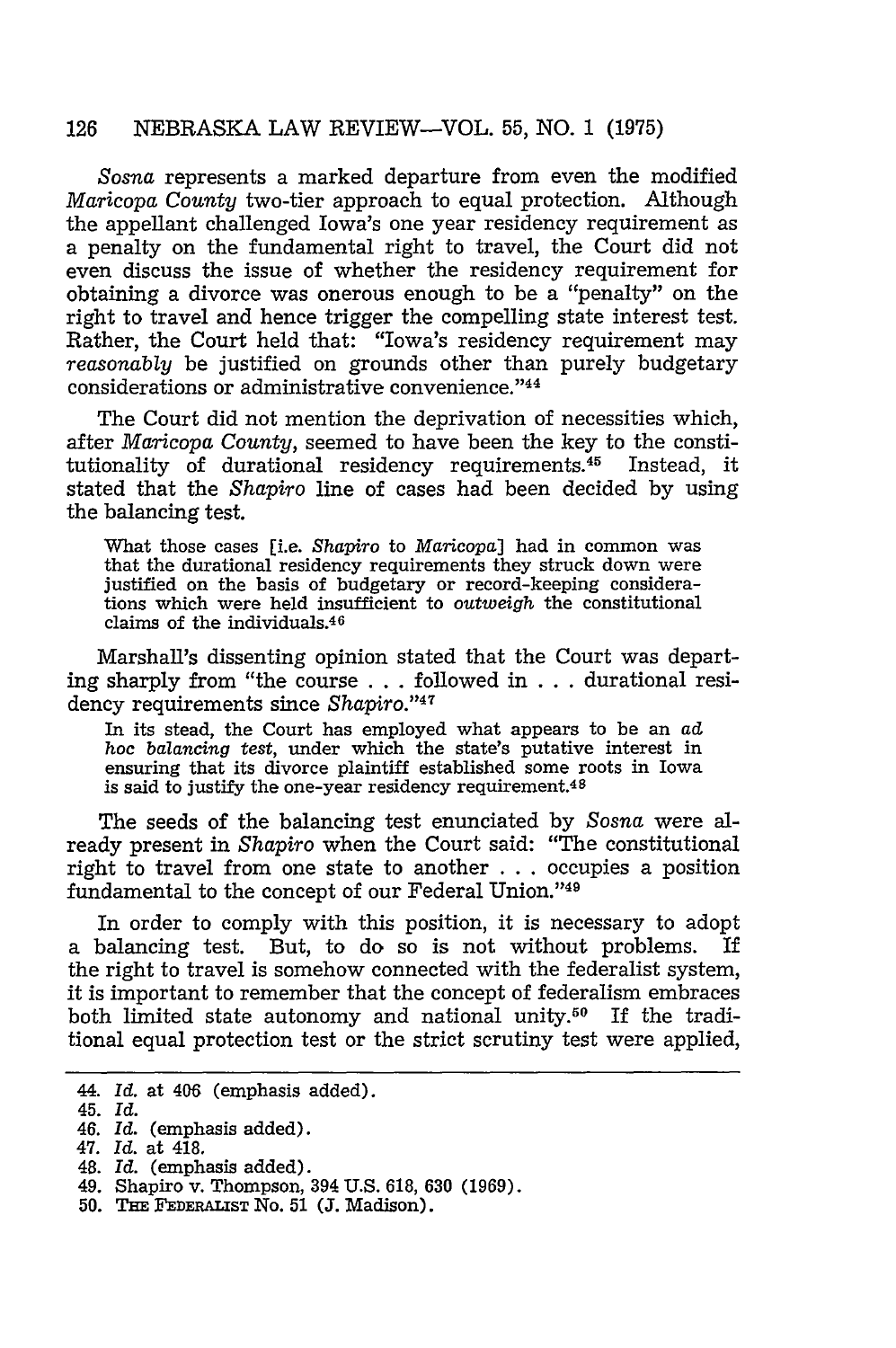*Sosna* represents a marked departure from even the modified *Maricopa County* two-tier approach to equal protection. Although the appellant challenged Iowa's one year residency requirement as a penalty on the fundamental right to travel, the Court did not even discuss the issue of whether the residency requirement for obtaining a divorce was onerous enough to be a "penalty" on the right to travel and hence trigger the compelling state interest test. Rather, the Court held that: "Iowa's residency requirement may *reasonably* be justified on grounds other than purely budgetary considerations or administrative convenience."[44]

The Court did not mention the deprivation of necessities which, after *Maricopa County*, seemed to have been the key to the constitutionality of durational residency requirements.[45] Instead, it stated that the *Shapiro* line of cases had been decided by using the balancing test.

> What those cases [i.e. *Shapiro* to *Maricopa*] had in common was that the durational residency requirements they struck down were justified on the basis of budgetary or record-keeping considerations which were held insufficient to *outweigh* the constitutional claims of the individuals.[46]

Marshall's dissenting opinion stated that the Court was departing sharply from "the course . . . followed in . . . durational residency requirements since *Shapiro*."[47]

> In its stead, the Court has employed what appears to be an *ad hoc balancing test*, under which the state's putative interest in ensuring that its divorce plaintiff established some roots in Iowa is said to justify the one-year residency requirement.[48]

The seeds of the balancing test enunciated by *Sosna* were already present in *Shapiro* when the Court said: "The constitutional right to travel from one state to another . . . occupies a position fundamental to the concept of our Federal Union."[49]

In order to comply with this position, it is necessary to adopt a balancing test. But, to do so is not without problems. If the right to travel is somehow connected with the federalist system, it is important to remember that the concept of federalism embraces both limited state autonomy and national unity.[50] If the traditional equal protection test or the strict scrutiny test were applied,

---

44. *Id.* at 406 (emphasis added).
45. *Id.*
46. *Id.* (emphasis added).
47. *Id.* at 418.
48. *Id.* (emphasis added).
49. Shapiro v. Thompson, 394 U.S. 618, 630 (1969).
50. THE FEDERALIST No. 51 (J. Madison).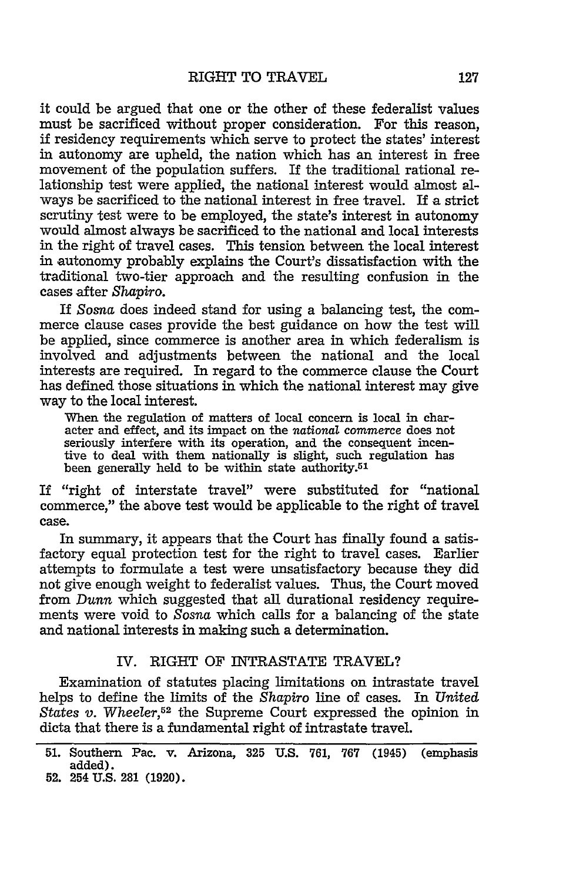it could be argued that one or the other of these federalist values must be sacrificed without proper consideration. For this reason, if residency requirements which serve to protect the states' interest in autonomy are upheld, the nation which has an interest in free movement of the population suffers. If the traditional rational relationship test were applied, the national interest would almost always be sacrificed to the national interest in free travel. If a strict scrutiny test were to be employed, the state's interest in autonomy would almost always be sacrificed to the national and local interests in the right of travel cases. This tension between the local interest in autonomy probably explains the Court's dissatisfaction with the traditional two-tier approach and the resulting confusion in the cases after *Shapiro*.

If *Sosna* does indeed stand for using a balancing test, the commerce clause cases provide the best guidance on how the test will be applied, since commerce is another area in which federalism is involved and adjustments between the national and the local interests are required. In regard to the commerce clause the Court has defined those situations in which the national interest may give way to the local interest.

> When the regulation of matters of local concern is local in character and effect, and its impact on the *national commerce* does not seriously interfere with its operation, and the consequent incentive to deal with them nationally is slight, such regulation has been generally held to be within state authority.[51]

If "right of interstate travel" were substituted for "national commerce," the above test would be applicable to the right of travel case.

In summary, it appears that the Court has finally found a satisfactory equal protection test for the right to travel cases. Earlier attempts to formulate a test were unsatisfactory because they did not give enough weight to federalist values. Thus, the Court moved from *Dunn* which suggested that all durational residency requirements were void to *Sosna* which calls for a balancing of the state and national interests in making such a determination.

## IV. RIGHT OF INTRASTATE TRAVEL?

Examination of statutes placing limitations on intrastate travel helps to define the limits of the *Shapiro* line of cases. In *United States v. Wheeler*,[52] the Supreme Court expressed the opinion in dicta that there is a fundamental right of intrastate travel.

---

51. Southern Pac. v. Arizona, 325 U.S. 761, 767 (1945) (emphasis added).
52. 254 U.S. 281 (1920).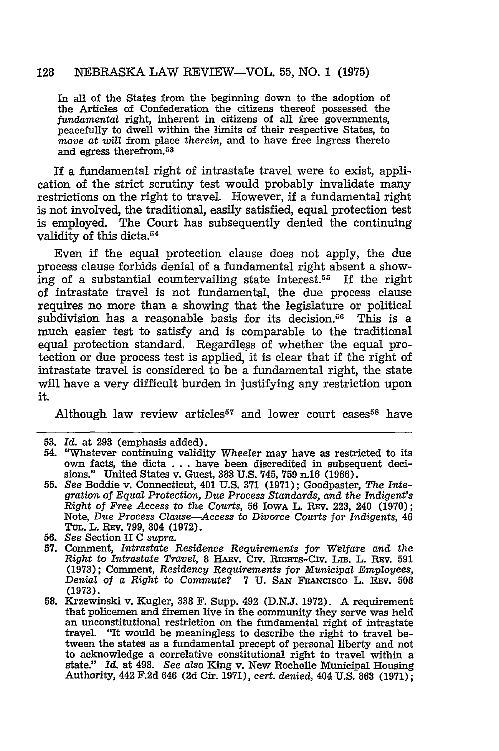> In all of the States from the beginning down to the adoption of the Articles of Confederation the citizens thereof possessed the *fundamental* right, inherent in citizens of all free governments, peacefully to dwell within the limits of their respective States, to *move at will* from place *therein*, and to have free ingress thereto and egress therefrom.[53]

If a fundamental right of intrastate travel were to exist, application of the strict scrutiny test would probably invalidate many restrictions on the right to travel. However, if a fundamental right is not involved, the traditional, easily satisfied, equal protection test is employed. The Court has subsequently denied the continuing validity of this dicta.[54]

Even if the equal protection clause does not apply, the due process clause forbids denial of a fundamental right absent a showing of a substantial countervailing state interest.[55] If the right of intrastate travel is not fundamental, the due process clause requires no more than a showing that the legislature or political subdivision has a reasonable basis for its decision.[56] This is a much easier test to satisfy and is comparable to the traditional equal protection standard. Regardless of whether the equal protection or due process test is applied, it is clear that if the right of intrastate travel is considered to be a fundamental right, the state will have a very difficult burden in justifying any restriction upon it.

Although law review articles[57] and lower court cases[58] have

---

53. *Id.* at 293 (emphasis added).
54. "Whatever continuing validity *Wheeler* may have as restricted to its own facts, the dicta . . . have been discredited in subsequent decisions." United States v. Guest, 383 U.S. 745, 759 n.16 (1966).
55. *See* Boddie v. Connecticut, 401 U.S. 371 (1971); Goodpaster, *The Integration of Equal Protection, Due Process Standards, and the Indigent's Right of Free Access to the Courts*, 56 IOWA L. REV. 223, 240 (1970); Note, *Due Process Clause—Access to Divorce Courts for Indigents*, 46 TUL. L. REV. 799, 804 (1972).
56. *See* Section II C *supra*.
57. Comment, *Intrastate Residence Requirements for Welfare and the Right to Intrastate Travel*, 8 HARV. CIV. RIGHTS-CIV. LIB. L. REV. 591 (1973); Comment, *Residency Requirements for Municipal Employees, Denial of a Right to Commute?* 7 U. SAN FRANCISCO L. REV. 508 (1973).
58. Krzewinski v. Kugler, 338 F. Supp. 492 (D.N.J. 1972). A requirement that policemen and firemen live in the community they serve was held an unconstitutional restriction on the fundamental right of intrastate travel. "It would be meaningless to describe the right to travel between the states as a fundamental precept of personal liberty and not to acknowledge a correlative constitutional right to travel within a state." *Id.* at 498. *See also* King v. New Rochelle Municipal Housing Authority, 442 F.2d 646 (2d Cir. 1971), *cert. denied*, 404 U.S. 863 (1971);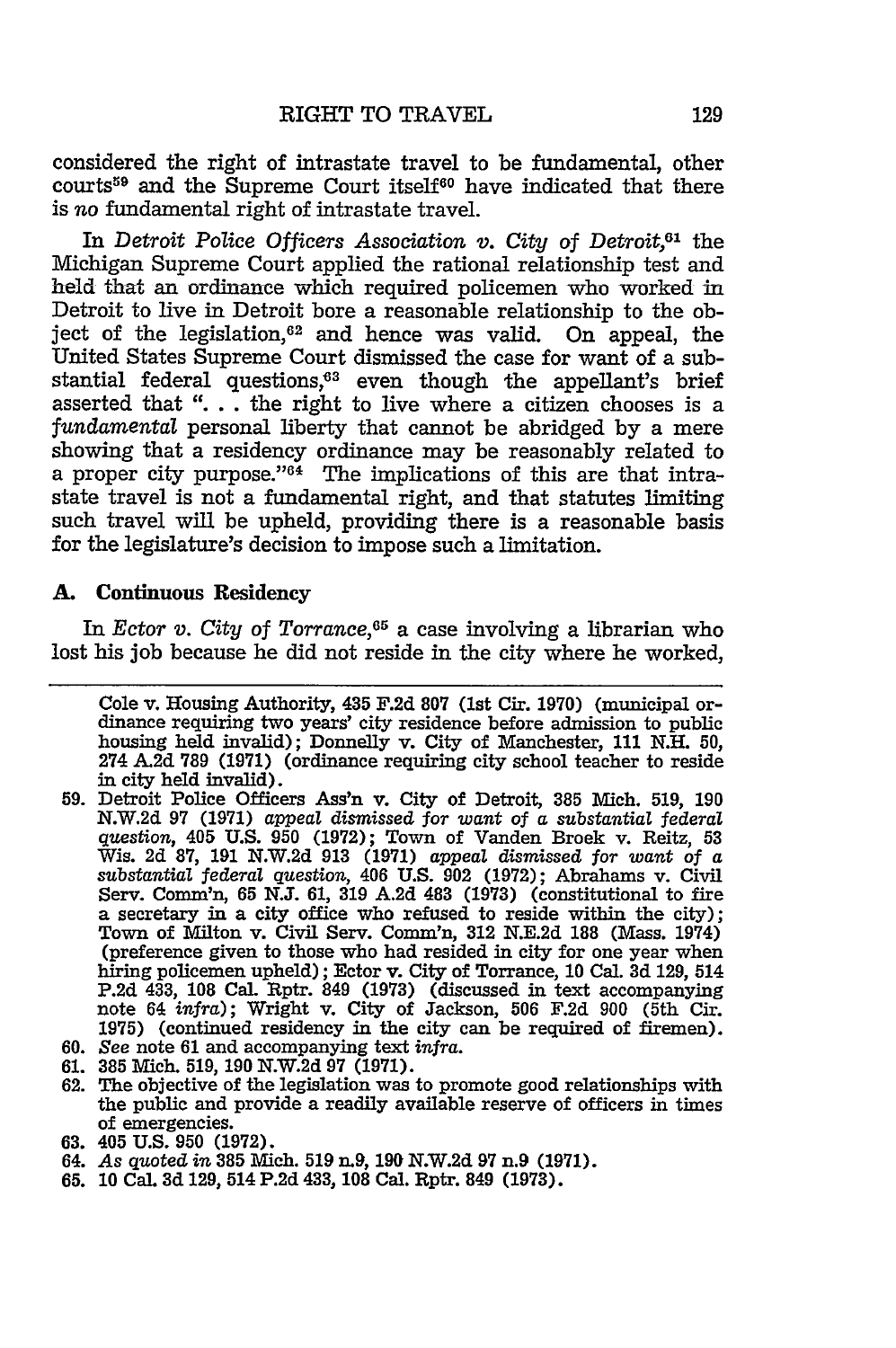considered the right of intrastate travel to be fundamental, other courts[59] and the Supreme Court itself[60] have indicated that there is *no* fundamental right of intrastate travel.

In *Detroit Police Officers Association v. City of Detroit*,[61] the Michigan Supreme Court applied the rational relationship test and held that an ordinance which required policemen who worked in Detroit to live in Detroit bore a reasonable relationship to the object of the legislation,[62] and hence was valid. On appeal, the United States Supreme Court dismissed the case for want of a substantial federal questions,[63] even though the appellant's brief asserted that ". . . the right to live where a citizen chooses is a *fundamental* personal liberty that cannot be abridged by a mere showing that a residency ordinance may be reasonably related to a proper city purpose."[64] The implications of this are that intrastate travel is not a fundamental right, and that statutes limiting such travel will be upheld, providing there is a reasonable basis for the legislature's decision to impose such a limitation.

### A. Continuous Residency

In *Ector v. City of Torrance*,[65] a case involving a librarian who lost his job because he did not reside in the city where he worked,

---

Cole v. Housing Authority, 435 F.2d 807 (1st Cir. 1970) (municipal ordinance requiring two years' city residence before admission to public housing held invalid); Donnelly v. City of Manchester, 111 N.H. 50, 274 A.2d 789 (1971) (ordinance requiring city school teacher to reside in city held invalid).

59. Detroit Police Officers Ass'n v. City of Detroit, 385 Mich. 519, 190 N.W.2d 97 (1971) *appeal dismissed for want of a substantial federal question*, 405 U.S. 950 (1972); Town of Vanden Broek v. Reitz, 53 Wis. 2d 87, 191 N.W.2d 913 (1971) *appeal dismissed for want of a substantial federal question*, 406 U.S. 902 (1972); Abrahams v. Civil Serv. Comm'n, 65 N.J. 61, 319 A.2d 483 (1973) (constitutional to fire a secretary in a city office who refused to reside within the city); Town of Milton v. Civil Serv. Comm'n, 312 N.E.2d 188 (Mass. 1974) (preference given to those who had resided in city for one year when hiring policemen upheld); Ector v. City of Torrance, 10 Cal. 3d 129, 514 P.2d 433, 108 Cal. Rptr. 849 (1973) (discussed in text accompanying note 64 *infra*); Wright v. City of Jackson, 506 F.2d 900 (5th Cir. 1975) (continued residency in the city can be required of firemen).
60. *See* note 61 and accompanying text *infra*.
61. 385 Mich. 519, 190 N.W.2d 97 (1971).
62. The objective of the legislation was to promote good relationships with the public and provide a readily available reserve of officers in times of emergencies.
63. 405 U.S. 950 (1972).
64. *As quoted in* 385 Mich. 519 n.9, 190 N.W.2d 97 n.9 (1971).
65. 10 Cal. 3d 129, 514 P.2d 433, 108 Cal. Rptr. 849 (1973).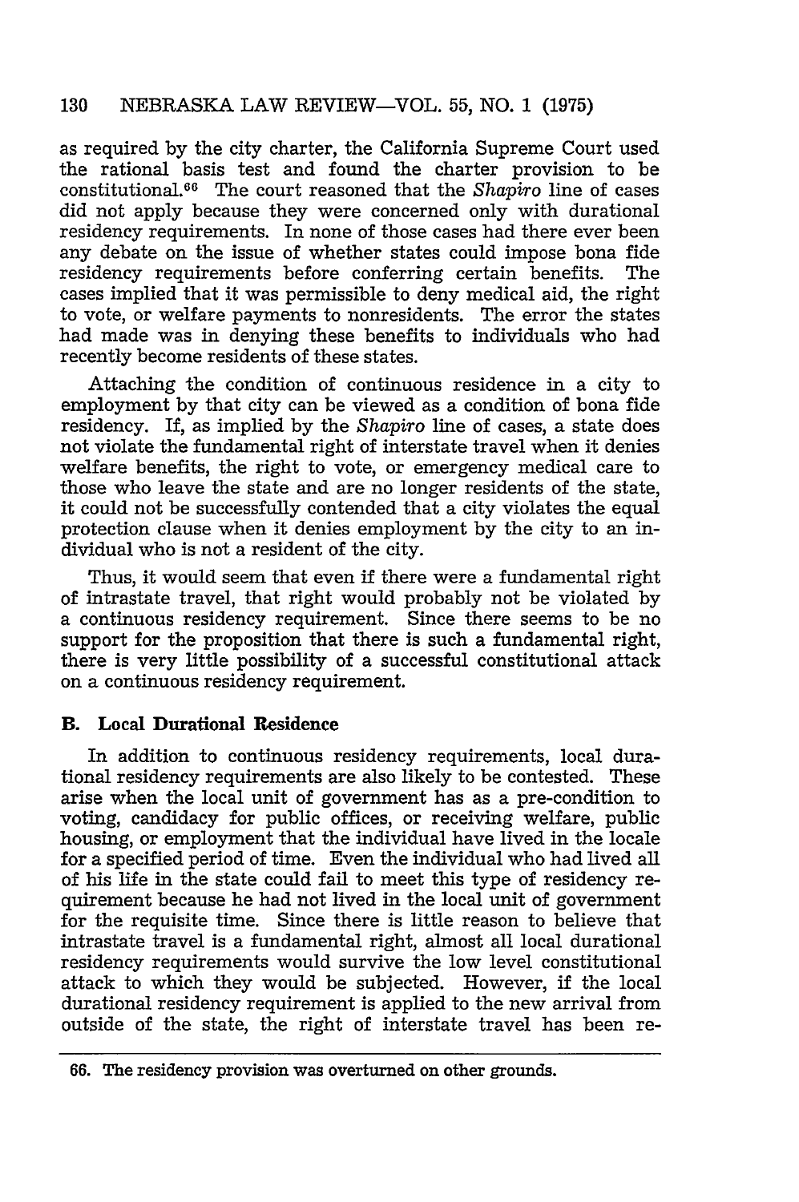as required by the city charter, the California Supreme Court used the rational basis test and found the charter provision to be constitutional.[66] The court reasoned that the *Shapiro* line of cases did not apply because they were concerned only with durational residency requirements. In none of those cases had there ever been any debate on the issue of whether states could impose bona fide residency requirements before conferring certain benefits. The cases implied that it was permissible to deny medical aid, the right to vote, or welfare payments to nonresidents. The error the states had made was in denying these benefits to individuals who had recently become residents of these states.

Attaching the condition of continuous residence in a city to employment by that city can be viewed as a condition of bona fide residency. If, as implied by the *Shapiro* line of cases, a state does not violate the fundamental right of interstate travel when it denies welfare benefits, the right to vote, or emergency medical care to those who leave the state and are no longer residents of the state, it could not be successfully contended that a city violates the equal protection clause when it denies employment by the city to an individual who is not a resident of the city.

Thus, it would seem that even if there were a fundamental right of intrastate travel, that right would probably not be violated by a continuous residency requirement. Since there seems to be no support for the proposition that there is such a fundamental right, there is very little possibility of a successful constitutional attack on a continuous residency requirement.

### B. Local Durational Residence

In addition to continuous residency requirements, local durational residency requirements are also likely to be contested. These arise when the local unit of government has as a pre-condition to voting, candidacy for public offices, or receiving welfare, public housing, or employment that the individual have lived in the locale for a specified period of time. Even the individual who had lived all of his life in the state could fail to meet this type of residency requirement because he had not lived in the local unit of government for the requisite time. Since there is little reason to believe that intrastate travel is a fundamental right, almost all local durational residency requirements would survive the low level constitutional attack to which they would be subjected. However, if the local durational residency requirement is applied to the new arrival from outside of the state, the right of interstate travel has been re-

---

66. The residency provision was overturned on other grounds.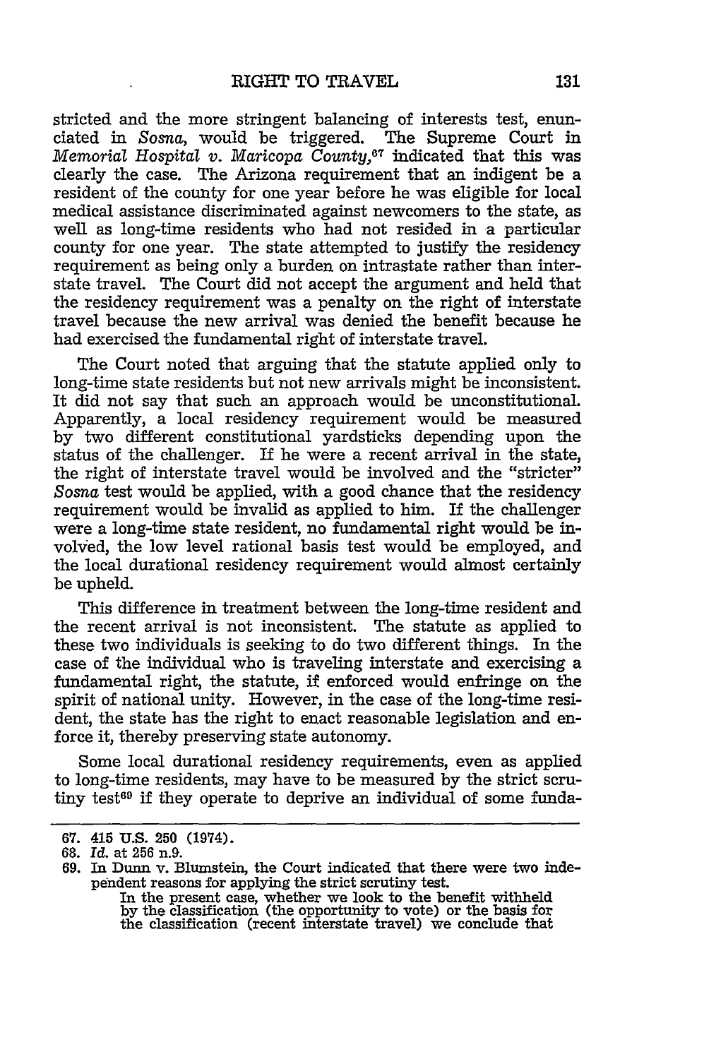stricted and the more stringent balancing of interests test, enunciated in *Sosna*, would be triggered. The Supreme Court in *Memorial Hospital v. Maricopa County*,[67] indicated that this was clearly the case. The Arizona requirement that an indigent be a resident of the county for one year before he was eligible for local medical assistance discriminated against newcomers to the state, as well as long-time residents who had not resided in a particular county for one year. The state attempted to justify the residency requirement as being only a burden on intrastate rather than interstate travel. The Court did not accept the argument and held that the residency requirement was a penalty on the right of interstate travel because the new arrival was denied the benefit because he had exercised the fundamental right of interstate travel.

The Court noted that arguing that the statute applied only to long-time state residents but not new arrivals might be inconsistent. It did not say that such an approach would be unconstitutional. Apparently, a local residency requirement would be measured by two different constitutional yardsticks depending upon the status of the challenger. If he were a recent arrival in the state, the right of interstate travel would be involved and the "stricter" *Sosna* test would be applied, with a good chance that the residency requirement would be invalid as applied to him. If the challenger were a long-time state resident, no fundamental right would be involved, the low level rational basis test would be employed, and the local durational residency requirement would almost certainly be upheld.

This difference in treatment between the long-time resident and the recent arrival is not inconsistent. The statute as applied to these two individuals is seeking to do two different things. In the case of the individual who is traveling interstate and exercising a fundamental right, the statute, if enforced would enfringe on the spirit of national unity. However, in the case of the long-time resident, the state has the right to enact reasonable legislation and enforce it, thereby preserving state autonomy.

Some local durational residency requirements, even as applied to long-time residents, may have to be measured by the strict scrutiny test[69] if they operate to deprive an individual of some funda-

---

67. 415 U.S. 250 (1974).

68. *Id.* at 256 n.9.

69. In Dunn v. Blumstein, the Court indicated that there were two independent reasons for applying the strict scrutiny test.

> In the present case, whether we look to the benefit withheld by the classification (the opportunity to vote) or the basis for the classification (recent interstate travel) we conclude that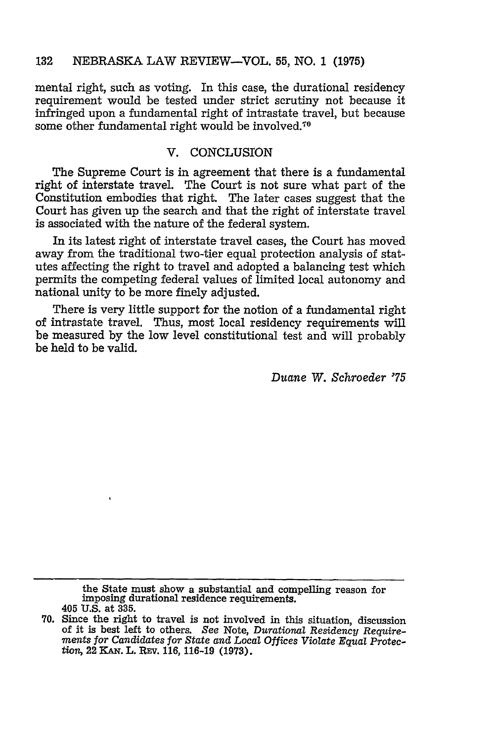mental right, such as voting. In this case, the durational residency requirement would be tested under strict scrutiny not because it infringed upon a fundamental right of intrastate travel, but because some other fundamental right would be involved.[70]

## V. CONCLUSION

The Supreme Court is in agreement that there is a fundamental right of interstate travel. The Court is not sure what part of the Constitution embodies that right. The later cases suggest that the Court has given up the search and that the right of interstate travel is associated with the nature of the federal system.

In its latest right of interstate travel cases, the Court has moved away from the traditional two-tier equal protection analysis of statutes affecting the right to travel and adopted a balancing test which permits the competing federal values of limited local autonomy and national unity to be more finely adjusted.

There is very little support for the notion of a fundamental right of intrastate travel. Thus, most local residency requirements will be measured by the low level constitutional test and will probably be held to be valid.

*Duane W. Schroeder '75*

---

the State must show a substantial and compelling reason for imposing durational residence requirements.

405 U.S. at 335.

70. Since the right to travel is not involved in this situation, discussion of it is best left to others. *See* Note, *Durational Residency Requirements for Candidates for State and Local Offices Violate Equal Protection*, 22 KAN. L. REV. 116, 116-19 (1973).